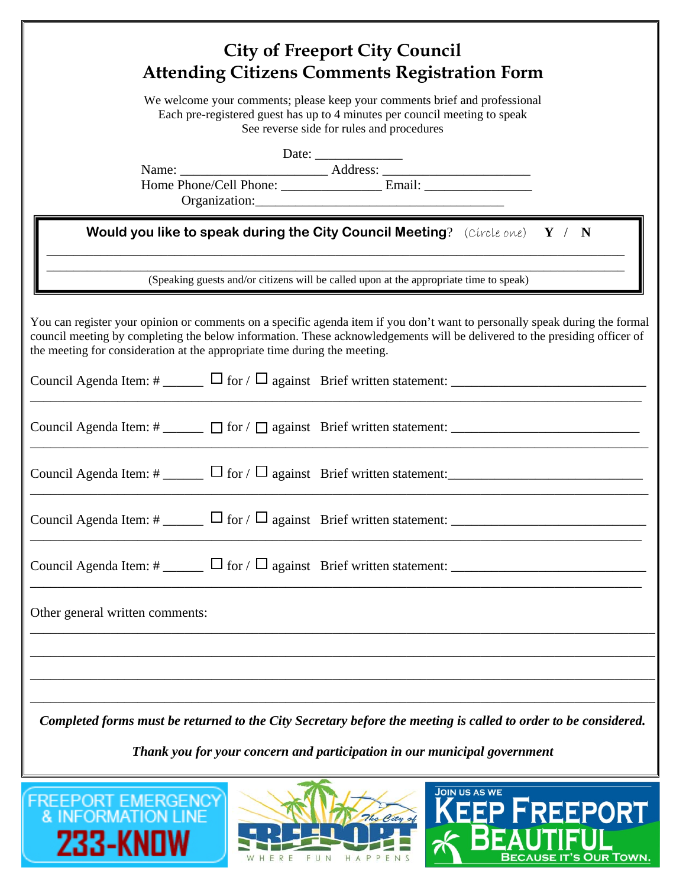# City of Freeport City Council
# Attending Citizens Comments Registration Form

We welcome your comments; please keep your comments brief and professional
Each pre-registered guest has up to 4 minutes per council meeting to speak
See reverse side for rules and procedures

Date: _____________

Name: ______________________ Address: ______________________

Home Phone/Cell Phone: _______________ Email: ________________

Organization: ____________________________________

**Would you like to speak during the City Council Meeting**? (Circle one) **Y / N**

______________________________________________________________________________

______________________________________________________________________________

(Speaking guests and/or citizens will be called upon at the appropriate time to speak)

You can register your opinion or comments on a specific agenda item if you don't want to personally speak during the formal council meeting by completing the below information. These acknowledgements will be delivered to the presiding officer of the meeting for consideration at the appropriate time during the meeting.

Council Agenda Item: # ______ ☐ for / ☐ against Brief written statement: ____________________________

______________________________________________________________________________

Council Agenda Item: # ______ ☐ for / ☐ against Brief written statement: ____________________________

______________________________________________________________________________

Council Agenda Item: # ______ ☐ for / ☐ against Brief written statement: ____________________________

______________________________________________________________________________

Council Agenda Item: # ______ ☐ for / ☐ against Brief written statement: ____________________________

______________________________________________________________________________

Council Agenda Item: # ______ ☐ for / ☐ against Brief written statement: ____________________________

______________________________________________________________________________

Other general written comments:

______________________________________________________________________________

______________________________________________________________________________

______________________________________________________________________________

______________________________________________________________________________

***Completed forms must be returned to the City Secretary before the meeting is called to order to be considered.***

***Thank you for your concern and participation in our municipal government***

FREEPORT EMERGENCY & INFORMATION LINE 233-KNOW

The City of FREEPORT WHERE FUN HAPPENS

JOIN US AS WE KEEP FREEPORT BEAUTIFUL BECAUSE IT'S OUR TOWN.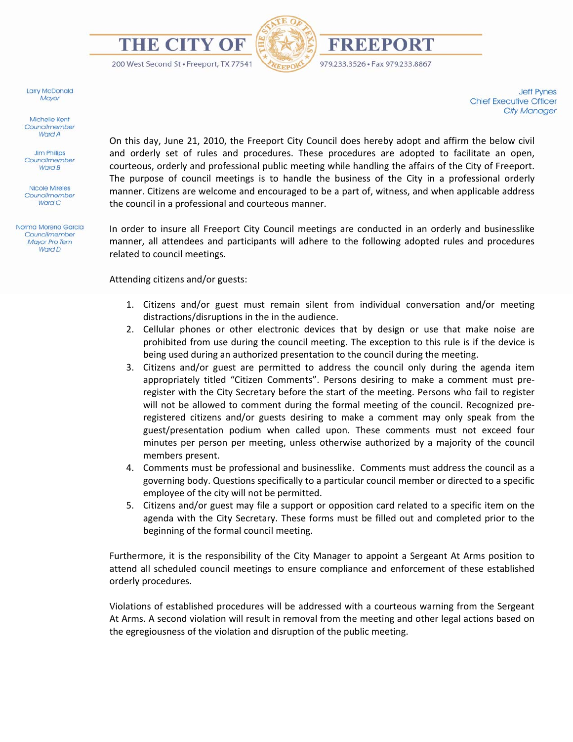# THE CITY OF FREEPORT

200 West Second St • Freeport, TX 77541

979.233.3526 • Fax 979.233.8867

Larry McDonald
*Mayor*

Michelle Kent
*Councilmember*
*Ward A*

Jim Phillips
*Councilmember*
*Ward B*

Nicole Mireles
*Councilmember*
*Ward C*

Norma Moreno Garcia
*Councilmember*
*Mayor Pro Tem*
*Ward D*

Jeff Pynes
*Chief Executive Officer*
*City Manager*

On this day, June 21, 2010, the Freeport City Council does hereby adopt and affirm the below civil and orderly set of rules and procedures. These procedures are adopted to facilitate an open, courteous, orderly and professional public meeting while handling the affairs of the City of Freeport. The purpose of council meetings is to handle the business of the City in a professional orderly manner. Citizens are welcome and encouraged to be a part of, witness, and when applicable address the council in a professional and courteous manner.

In order to insure all Freeport City Council meetings are conducted in an orderly and businesslike manner, all attendees and participants will adhere to the following adopted rules and procedures related to council meetings.

Attending citizens and/or guests:

1. Citizens and/or guest must remain silent from individual conversation and/or meeting distractions/disruptions in the in the audience.
2. Cellular phones or other electronic devices that by design or use that make noise are prohibited from use during the council meeting. The exception to this rule is if the device is being used during an authorized presentation to the council during the meeting.
3. Citizens and/or guest are permitted to address the council only during the agenda item appropriately titled "Citizen Comments". Persons desiring to make a comment must pre-register with the City Secretary before the start of the meeting. Persons who fail to register will not be allowed to comment during the formal meeting of the council. Recognized pre-registered citizens and/or guests desiring to make a comment may only speak from the guest/presentation podium when called upon. These comments must not exceed four minutes per person per meeting, unless otherwise authorized by a majority of the council members present.
4. Comments must be professional and businesslike. Comments must address the council as a governing body. Questions specifically to a particular council member or directed to a specific employee of the city will not be permitted.
5. Citizens and/or guest may file a support or opposition card related to a specific item on the agenda with the City Secretary. These forms must be filled out and completed prior to the beginning of the formal council meeting.

Furthermore, it is the responsibility of the City Manager to appoint a Sergeant At Arms position to attend all scheduled council meetings to ensure compliance and enforcement of these established orderly procedures.

Violations of established procedures will be addressed with a courteous warning from the Sergeant At Arms. A second violation will result in removal from the meeting and other legal actions based on the egregiousness of the violation and disruption of the public meeting.